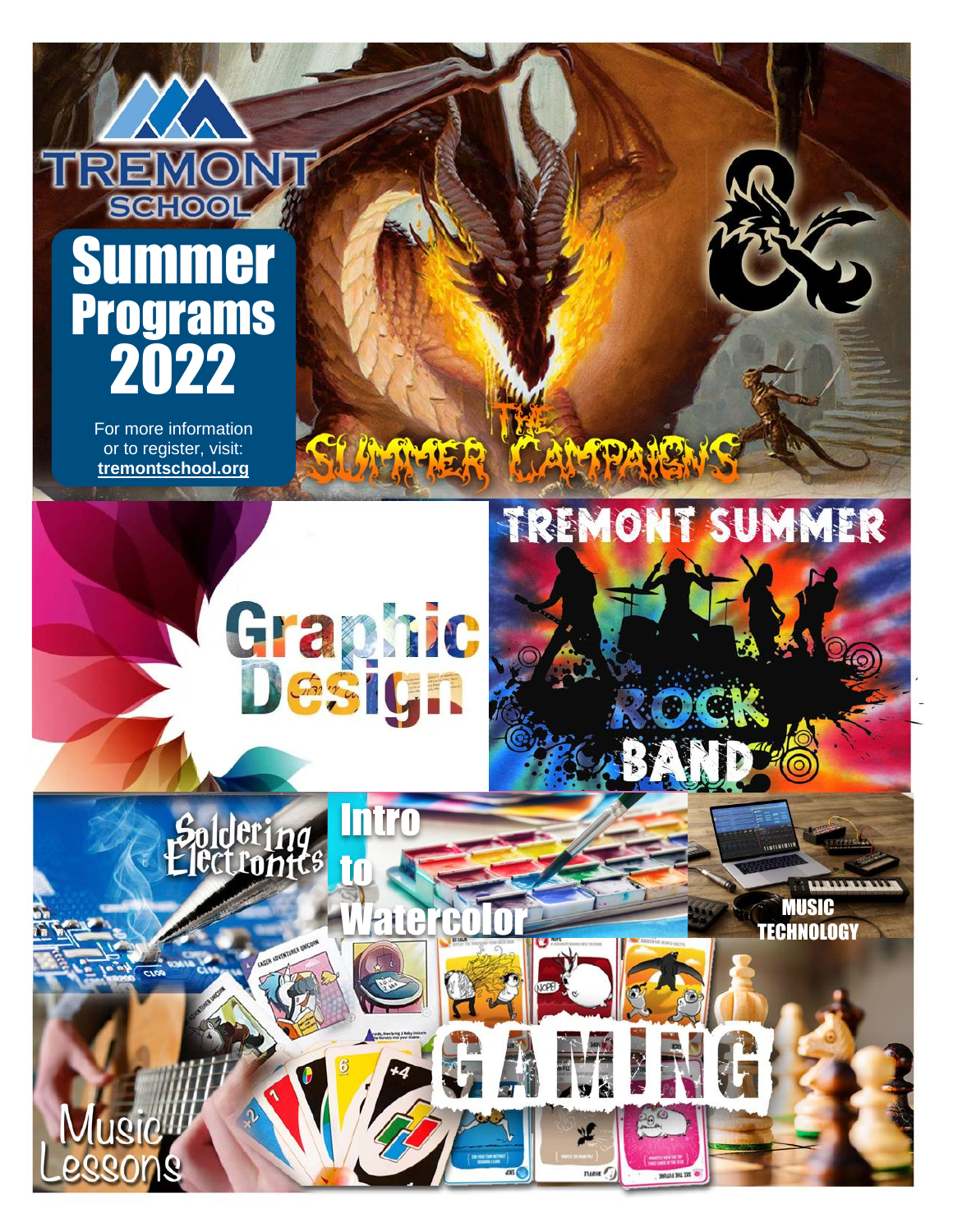# TREMONT SCHOOL

# Summer Programs 2022

For more information or to register, visit: **tremontschool.org**

The Summer Campaigns

Graphic Design

Tremont Summer Rock Band

Soldering Electronics

Intro to Watercolor

Music Technology

Music Lessons

Gaming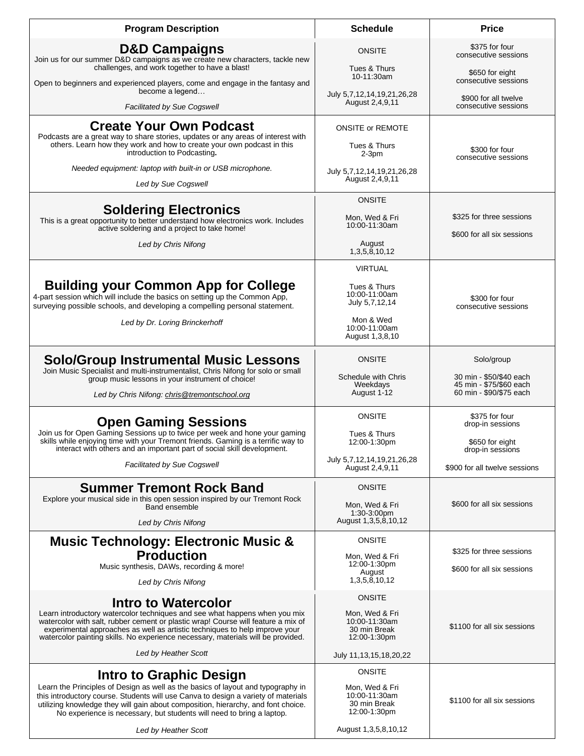| Program Description | Schedule | Price |
|---|---|---|
| **D&D Campaigns**<br>Join us for our summer D&D campaigns as we create new characters, tackle new challenges, and work together to have a blast!<br>Open to beginners and experienced players, come and engage in the fantasy and become a legend…<br>*Facilitated by Sue Cogswell* | ONSITE<br>Tues & Thurs<br>10-11:30am<br>July 5,7,12,14,19,21,26,28<br>August 2,4,9,11 | $375 for four consecutive sessions<br>$650 for eight consecutive sessions<br>$900 for all twelve consecutive sessions |
| **Create Your Own Podcast**<br>Podcasts are a great way to share stories, updates or any areas of interest with others. Learn how they work and how to create your own podcast in this introduction to Podcasting**.**<br>*Needed equipment: laptop with built-in or USB microphone.*<br>*Led by Sue Cogswell* | ONSITE or REMOTE<br>Tues & Thurs<br>2-3pm<br>July 5,7,12,14,19,21,26,28<br>August 2,4,9,11 | $300 for four consecutive sessions |
| **Soldering Electronics**<br>This is a great opportunity to better understand how electronics work. Includes active soldering and a project to take home!<br>*Led by Chris Nifong* | ONSITE<br>Mon, Wed & Fri<br>10:00-11:30am<br>August<br>1,3,5,8,10,12 | $325 for three sessions<br>$600 for all six sessions |
| **Building your Common App for College**<br>4-part session which will include the basics on setting up the Common App, surveying possible schools, and developing a compelling personal statement.<br>*Led by Dr. Loring Brinckerhoff* | VIRTUAL<br>Tues & Thurs<br>10:00-11:00am<br>July 5,7,12,14<br>Mon & Wed<br>10:00-11:00am<br>August 1,3,8,10 | $300 for four consecutive sessions |
| **Solo/Group Instrumental Music Lessons**<br>Join Music Specialist and multi-instrumentalist, Chris Nifong for solo or small group music lessons in your instrument of choice!<br>*Led by Chris Nifong: chris@tremontschool.org* | ONSITE<br>Schedule with Chris<br>Weekdays<br>August 1-12 | Solo/group<br>30 min - $50/$40 each<br>45 min - $75/$60 each<br>60 min - $90/$75 each |
| **Open Gaming Sessions**<br>Join us for Open Gaming Sessions up to twice per week and hone your gaming skills while enjoying time with your Tremont friends. Gaming is a terrific way to interact with others and an important part of social skill development.<br>*Facilitated by Sue Cogswell* | ONSITE<br>Tues & Thurs<br>12:00-1:30pm<br>July 5,7,12,14,19,21,26,28<br>August 2,4,9,11 | $375 for four drop-in sessions<br>$650 for eight drop-in sessions<br>$900 for all twelve sessions |
| **Summer Tremont Rock Band**<br>Explore your musical side in this open session inspired by our Tremont Rock Band ensemble<br>*Led by Chris Nifong* | ONSITE<br>Mon, Wed & Fri<br>1:30-3:00pm<br>August 1,3,5,8,10,12 | $600 for all six sessions |
| **Music Technology: Electronic Music & Production**<br>Music synthesis, DAWs, recording & more!<br>*Led by Chris Nifong* | ONSITE<br>Mon, Wed & Fri<br>12:00-1:30pm<br>August<br>1,3,5,8,10,12 | $325 for three sessions<br>$600 for all six sessions |
| **Intro to Watercolor**<br>Learn introductory watercolor techniques and see what happens when you mix watercolor with salt, rubber cement or plastic wrap! Course will feature a mix of experimental approaches as well as artistic techniques to help improve your watercolor painting skills. No experience necessary, materials will be provided.<br>*Led by Heather Scott* | ONSITE<br>Mon, Wed & Fri<br>10:00-11:30am<br>30 min Break<br>12:00-1:30pm<br>July 11,13,15,18,20,22 | $1100 for all six sessions |
| **Intro to Graphic Design**<br>Learn the Principles of Design as well as the basics of layout and typography in this introductory course. Students will use Canva to design a variety of materials utilizing knowledge they will gain about composition, hierarchy, and font choice. No experience is necessary, but students will need to bring a laptop.<br>*Led by Heather Scott* | ONSITE<br>Mon, Wed & Fri<br>10:00-11:30am<br>30 min Break<br>12:00-1:30pm<br>August 1,3,5,8,10,12 | $1100 for all six sessions |